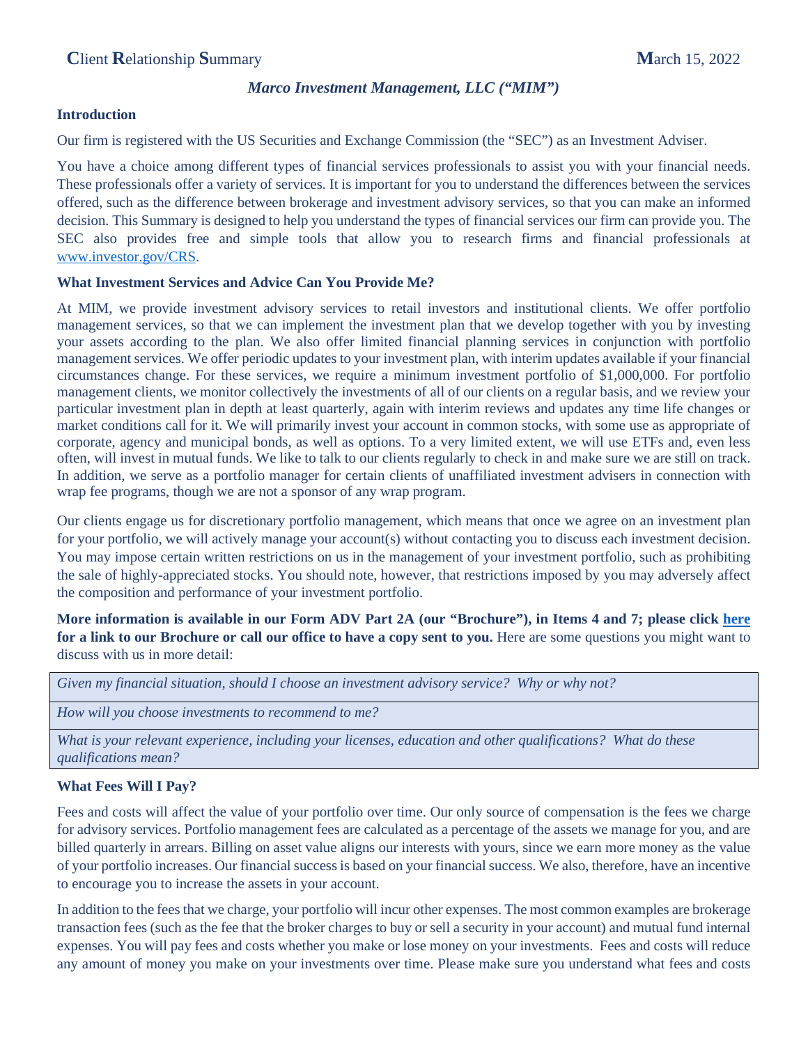**C**lient **R**elationship **S**ummary **M**arch 15, 2022

***Marco Investment Management, LLC ("MIM")***

**Introduction**

Our firm is registered with the US Securities and Exchange Commission (the "SEC") as an Investment Adviser.

You have a choice among different types of financial services professionals to assist you with your financial needs. These professionals offer a variety of services. It is important for you to understand the differences between the services offered, such as the difference between brokerage and investment advisory services, so that you can make an informed decision. This Summary is designed to help you understand the types of financial services our firm can provide you. The SEC also provides free and simple tools that allow you to research firms and financial professionals at www.investor.gov/CRS.

**What Investment Services and Advice Can You Provide Me?**

At MIM, we provide investment advisory services to retail investors and institutional clients. We offer portfolio management services, so that we can implement the investment plan that we develop together with you by investing your assets according to the plan. We also offer limited financial planning services in conjunction with portfolio management services. We offer periodic updates to your investment plan, with interim updates available if your financial circumstances change. For these services, we require a minimum investment portfolio of $1,000,000. For portfolio management clients, we monitor collectively the investments of all of our clients on a regular basis, and we review your particular investment plan in depth at least quarterly, again with interim reviews and updates any time life changes or market conditions call for it. We will primarily invest your account in common stocks, with some use as appropriate of corporate, agency and municipal bonds, as well as options. To a very limited extent, we will use ETFs and, even less often, will invest in mutual funds. We like to talk to our clients regularly to check in and make sure we are still on track. In addition, we serve as a portfolio manager for certain clients of unaffiliated investment advisers in connection with wrap fee programs, though we are not a sponsor of any wrap program.

Our clients engage us for discretionary portfolio management, which means that once we agree on an investment plan for your portfolio, we will actively manage your account(s) without contacting you to discuss each investment decision. You may impose certain written restrictions on us in the management of your investment portfolio, such as prohibiting the sale of highly-appreciated stocks. You should note, however, that restrictions imposed by you may adversely affect the composition and performance of your investment portfolio.

**More information is available in our Form ADV Part 2A (our "Brochure"), in Items 4 and 7; please click here for a link to our Brochure or call our office to have a copy sent to you.** Here are some questions you might want to discuss with us in more detail:

| *Given my financial situation, should I choose an investment advisory service? Why or why not?* |
|---|
| *How will you choose investments to recommend to me?* |
| *What is your relevant experience, including your licenses, education and other qualifications? What do these qualifications mean?* |

**What Fees Will I Pay?**

Fees and costs will affect the value of your portfolio over time. Our only source of compensation is the fees we charge for advisory services. Portfolio management fees are calculated as a percentage of the assets we manage for you, and are billed quarterly in arrears. Billing on asset value aligns our interests with yours, since we earn more money as the value of your portfolio increases. Our financial success is based on your financial success. We also, therefore, have an incentive to encourage you to increase the assets in your account.

In addition to the fees that we charge, your portfolio will incur other expenses. The most common examples are brokerage transaction fees (such as the fee that the broker charges to buy or sell a security in your account) and mutual fund internal expenses. You will pay fees and costs whether you make or lose money on your investments. Fees and costs will reduce any amount of money you make on your investments over time. Please make sure you understand what fees and costs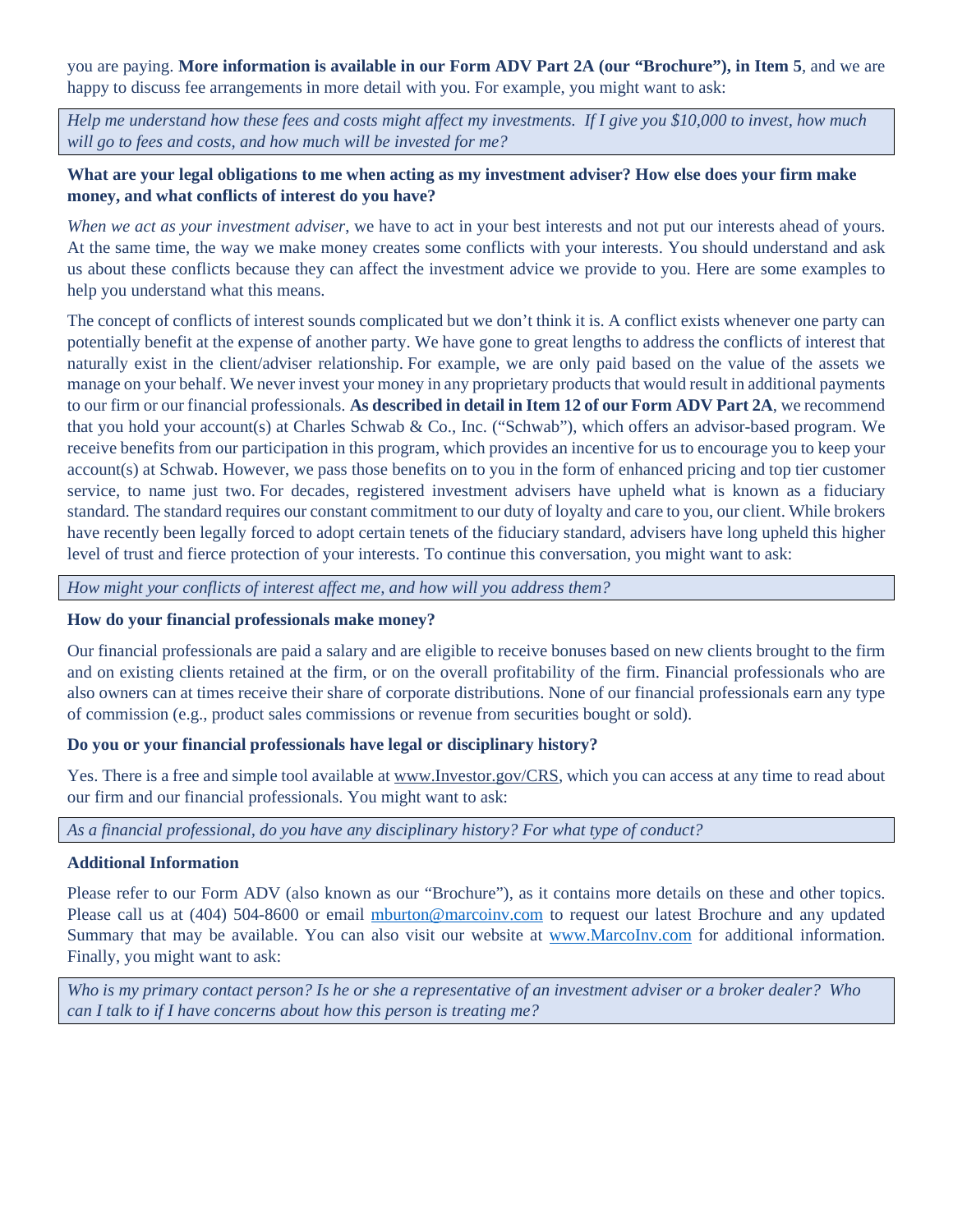you are paying. **More information is available in our Form ADV Part 2A (our "Brochure"), in Item 5**, and we are happy to discuss fee arrangements in more detail with you. For example, you might want to ask:

> *Help me understand how these fees and costs might affect my investments. If I give you $10,000 to invest, how much will go to fees and costs, and how much will be invested for me?*

**What are your legal obligations to me when acting as my investment adviser? How else does your firm make money, and what conflicts of interest do you have?**

*When we act as your investment adviser*, we have to act in your best interests and not put our interests ahead of yours. At the same time, the way we make money creates some conflicts with your interests. You should understand and ask us about these conflicts because they can affect the investment advice we provide to you. Here are some examples to help you understand what this means.

The concept of conflicts of interest sounds complicated but we don't think it is. A conflict exists whenever one party can potentially benefit at the expense of another party. We have gone to great lengths to address the conflicts of interest that naturally exist in the client/adviser relationship. For example, we are only paid based on the value of the assets we manage on your behalf. We never invest your money in any proprietary products that would result in additional payments to our firm or our financial professionals. **As described in detail in Item 12 of our Form ADV Part 2A**, we recommend that you hold your account(s) at Charles Schwab & Co., Inc. ("Schwab"), which offers an advisor-based program. We receive benefits from our participation in this program, which provides an incentive for us to encourage you to keep your account(s) at Schwab. However, we pass those benefits on to you in the form of enhanced pricing and top tier customer service, to name just two. For decades, registered investment advisers have upheld what is known as a fiduciary standard. The standard requires our constant commitment to our duty of loyalty and care to you, our client. While brokers have recently been legally forced to adopt certain tenets of the fiduciary standard, advisers have long upheld this higher level of trust and fierce protection of your interests. To continue this conversation, you might want to ask:

> *How might your conflicts of interest affect me, and how will you address them?*

**How do your financial professionals make money?**

Our financial professionals are paid a salary and are eligible to receive bonuses based on new clients brought to the firm and on existing clients retained at the firm, or on the overall profitability of the firm. Financial professionals who are also owners can at times receive their share of corporate distributions. None of our financial professionals earn any type of commission (e.g., product sales commissions or revenue from securities bought or sold).

**Do you or your financial professionals have legal or disciplinary history?**

Yes. There is a free and simple tool available at www.Investor.gov/CRS, which you can access at any time to read about our firm and our financial professionals. You might want to ask:

> *As a financial professional, do you have any disciplinary history? For what type of conduct?*

**Additional Information**

Please refer to our Form ADV (also known as our "Brochure"), as it contains more details on these and other topics. Please call us at (404) 504-8600 or email mburton@marcoinv.com to request our latest Brochure and any updated Summary that may be available. You can also visit our website at www.MarcoInv.com for additional information. Finally, you might want to ask:

> *Who is my primary contact person? Is he or she a representative of an investment adviser or a broker dealer? Who can I talk to if I have concerns about how this person is treating me?*